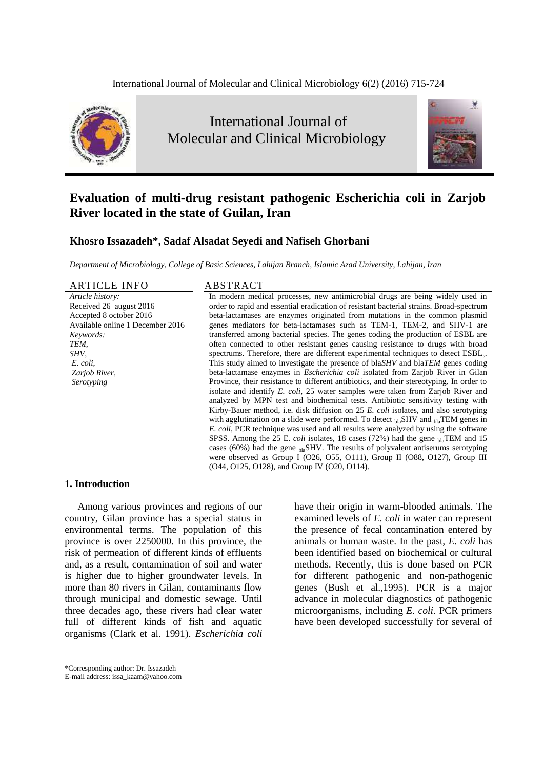# Evaluation of multi-drug resistant pathogenic Escherichia coli in Zarjob River located in the state of Guilan, Iran

**Khosro Issazadeh\*, Sadaf Alsadat Seyedi and Nafiseh Ghorbani**

*Department of Microbiology, College of Basic Sciences, Lahijan Branch, Islamic Azad University, Lahijan, Iran*

## ARTICLE INFO

*Article history:*
Received 26 august 2016
Accepted 8 october 2016
Available online 1 December 2016

*Keywords:*
*TEM,*
*SHV,*
*E. coli,*
*Zarjob River,*
*Serotyping*

## ABSTRACT

In modern medical processes, new antimicrobial drugs are being widely used in order to rapid and essential eradication of resistant bacterial strains. Broad-spectrum beta-lactamases are enzymes originated from mutations in the common plasmid genes mediators for beta-lactamases such as TEM-1, TEM-2, and SHV-1 are transferred among bacterial species. The genes coding the production of ESBL are often connected to other resistant genes causing resistance to drugs with broad spectrums. Therefore, there are different experimental techniques to detect $ESBL_s$. This study aimed to investigate the presence of bla*SHV* and bla*TEM* genes coding beta-lactamase enzymes in *Escherichia coli* isolated from Zarjob River in Gilan Province, their resistance to different antibiotics, and their stereotyping. In order to isolate and identify *E. coli*, 25 water samples were taken from Zarjob River and analyzed by MPN test and biochemical tests. Antibiotic sensitivity testing with Kirby-Bauer method, i.e. disk diffusion on 25 *E. coli* isolates, and also serotyping with agglutination on a slide were performed. To detect $_{bla}$SHV and $_{bla}$TEM genes in *E. coli*, PCR technique was used and all results were analyzed by using the software SPSS. Among the 25 E*. coli* isolates, 18 cases (72%) had the gene $_{bla}$TEM and 15 cases (60%) had the gene $_{bla}$SHV. The results of polyvalent antiserums serotyping were observed as Group I (O26, O55, O111), Group II (O88, O127), Group III (O44, O125, O128), and Group IV (O20, O114).

## 1. Introduction

Among various provinces and regions of our country, Gilan province has a special status in environmental terms. The population of this province is over 2250000. In this province, the risk of permeation of different kinds of effluents and, as a result, contamination of soil and water is higher due to higher groundwater levels. In more than 80 rivers in Gilan, contaminants flow through municipal and domestic sewage. Until three decades ago, these rivers had clear water full of different kinds of fish and aquatic organisms (Clark et al. 1991). *Escherichia coli* have their origin in warm-blooded animals. The examined levels of *E. coli* in water can represent the presence of fecal contamination entered by animals or human waste. In the past, *E. coli* has been identified based on biochemical or cultural methods. Recently, this is done based on PCR for different pathogenic and non-pathogenic genes (Bush et al.,1995). PCR is a major advance in molecular diagnostics of pathogenic microorganisms, including *E. coli*. PCR primers have been developed successfully for several of

\*Corresponding author: Dr. Issazadeh
E-mail address: issa_kaam@yahoo.com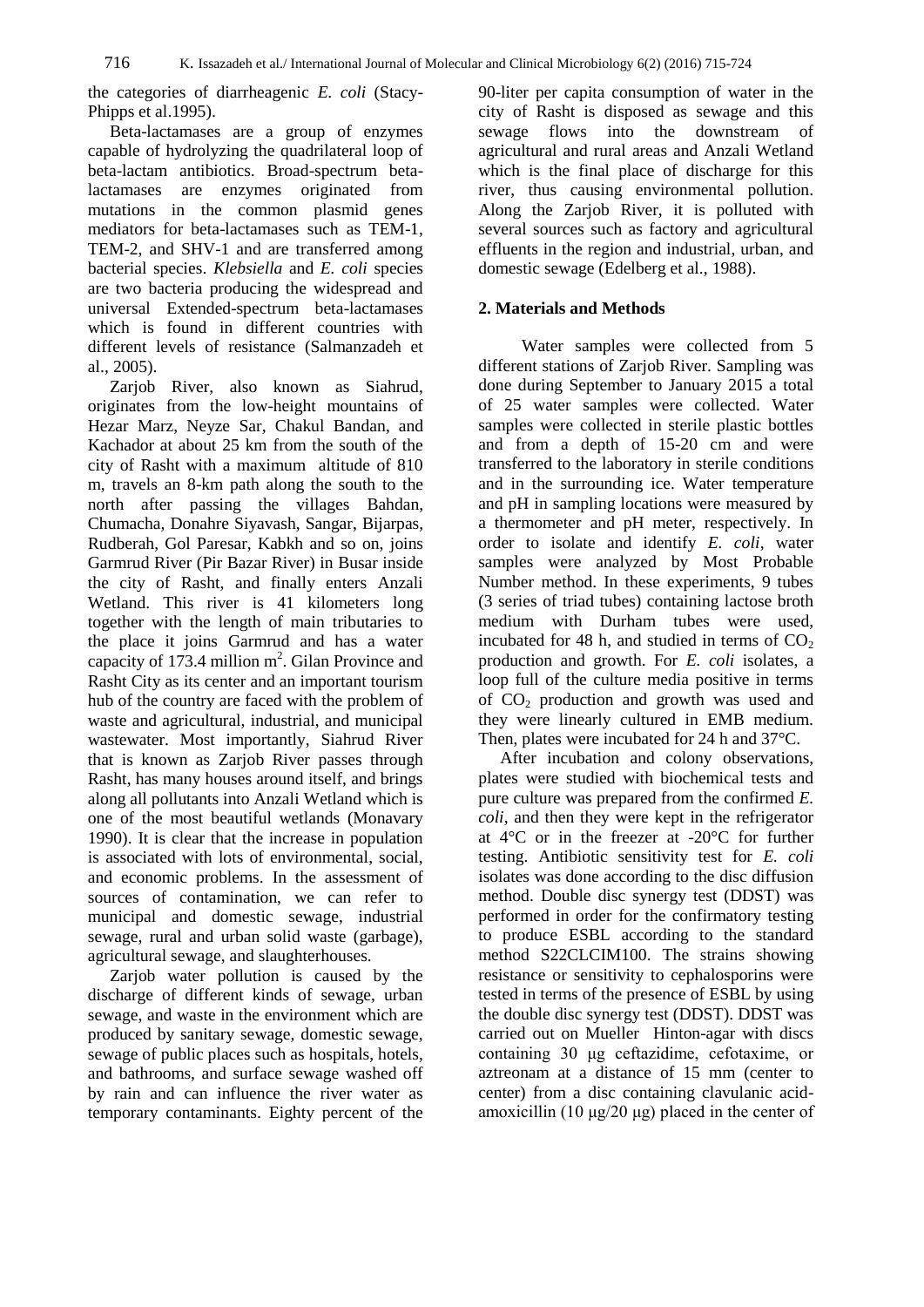the categories of diarrheagenic *E. coli* (Stacy-Phipps et al.1995).

Beta-lactamases are a group of enzymes capable of hydrolyzing the quadrilateral loop of beta-lactam antibiotics. Broad-spectrum beta-lactamases are enzymes originated from mutations in the common plasmid genes mediators for beta-lactamases such as TEM-1, TEM-2, and SHV-1 and are transferred among bacterial species. *Klebsiella* and *E. coli* species are two bacteria producing the widespread and universal Extended-spectrum beta-lactamases which is found in different countries with different levels of resistance (Salmanzadeh et al., 2005).

Zarjob River, also known as Siahrud, originates from the low-height mountains of Hezar Marz, Neyze Sar, Chakul Bandan, and Kachador at about 25 km from the south of the city of Rasht with a maximum altitude of 810 m, travels an 8-km path along the south to the north after passing the villages Bahdan, Chumacha, Donahre Siyavash, Sangar, Bijarpas, Rudberah, Gol Paresar, Kabkh and so on, joins Garmrud River (Pir Bazar River) in Busar inside the city of Rasht, and finally enters Anzali Wetland. This river is 41 kilometers long together with the length of main tributaries to the place it joins Garmrud and has a water capacity of 173.4 million $m^2$. Gilan Province and Rasht City as its center and an important tourism hub of the country are faced with the problem of waste and agricultural, industrial, and municipal wastewater. Most importantly, Siahrud River that is known as Zarjob River passes through Rasht, has many houses around itself, and brings along all pollutants into Anzali Wetland which is one of the most beautiful wetlands (Monavary 1990). It is clear that the increase in population is associated with lots of environmental, social, and economic problems. In the assessment of sources of contamination, we can refer to municipal and domestic sewage, industrial sewage, rural and urban solid waste (garbage), agricultural sewage, and slaughterhouses.

Zarjob water pollution is caused by the discharge of different kinds of sewage, urban sewage, and waste in the environment which are produced by sanitary sewage, domestic sewage, sewage of public places such as hospitals, hotels, and bathrooms, and surface sewage washed off by rain and can influence the river water as temporary contaminants. Eighty percent of the 90-liter per capita consumption of water in the city of Rasht is disposed as sewage and this sewage flows into the downstream of agricultural and rural areas and Anzali Wetland which is the final place of discharge for this river, thus causing environmental pollution. Along the Zarjob River, it is polluted with several sources such as factory and agricultural effluents in the region and industrial, urban, and domestic sewage (Edelberg et al., 1988).

## 2. Materials and Methods

Water samples were collected from 5 different stations of Zarjob River. Sampling was done during September to January 2015 a total of 25 water samples were collected. Water samples were collected in sterile plastic bottles and from a depth of 15-20 cm and were transferred to the laboratory in sterile conditions and in the surrounding ice. Water temperature and pH in sampling locations were measured by a thermometer and pH meter, respectively. In order to isolate and identify *E. coli*, water samples were analyzed by Most Probable Number method. In these experiments, 9 tubes (3 series of triad tubes) containing lactose broth medium with Durham tubes were used, incubated for 48 h, and studied in terms of $CO_2$ production and growth. For *E. coli* isolates, a loop full of the culture media positive in terms of $CO_2$ production and growth was used and they were linearly cultured in EMB medium. Then, plates were incubated for 24 h and 37°C.

After incubation and colony observations, plates were studied with biochemical tests and pure culture was prepared from the confirmed *E. coli*, and then they were kept in the refrigerator at 4°C or in the freezer at -20°C for further testing. Antibiotic sensitivity test for *E. coli* isolates was done according to the disc diffusion method. Double disc synergy test (DDST) was performed in order for the confirmatory testing to produce ESBL according to the standard method S22CLCIM100. The strains showing resistance or sensitivity to cephalosporins were tested in terms of the presence of ESBL by using the double disc synergy test (DDST). DDST was carried out on Mueller Hinton-agar with discs containing 30 μg ceftazidime, cefotaxime, or aztreonam at a distance of 15 mm (center to center) from a disc containing clavulanic acid-amoxicillin (10 μg/20 μg) placed in the center of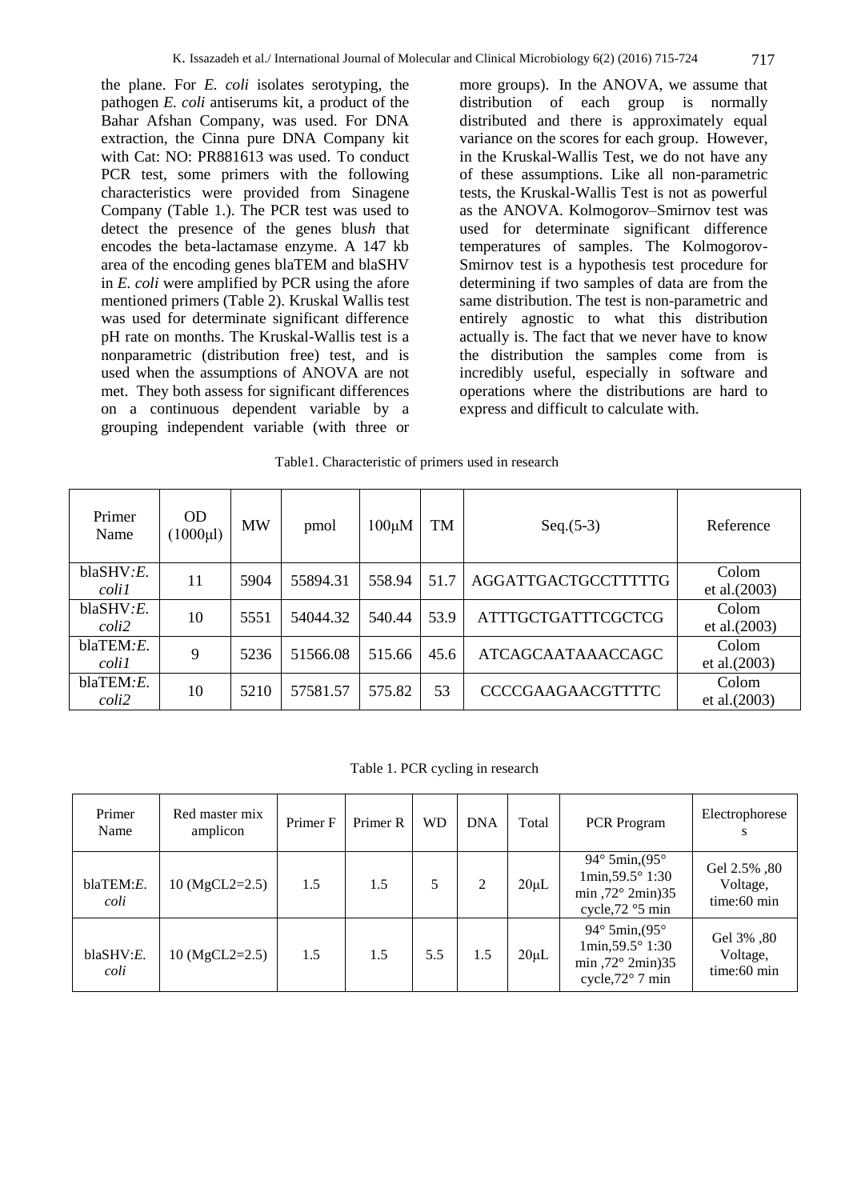the plane. For *E. coli* isolates serotyping, the pathogen *E. coli* antiserums kit, a product of the Bahar Afshan Company, was used. For DNA extraction, the Cinna pure DNA Company kit with Cat: NO: PR881613 was used. To conduct PCR test, some primers with the following characteristics were provided from Sinagene Company (Table 1.). The PCR test was used to detect the presence of the genes blu*sh* that encodes the beta-lactamase enzyme. A 147 kb area of the encoding genes blaTEM and blaSHV in *E. coli* were amplified by PCR using the afore mentioned primers (Table 2). Kruskal Wallis test was used for determinate significant difference pH rate on months. The Kruskal-Wallis test is a nonparametric (distribution free) test, and is used when the assumptions of ANOVA are not met. They both assess for significant differences on a continuous dependent variable by a grouping independent variable (with three or more groups). In the ANOVA, we assume that distribution of each group is normally distributed and there is approximately equal variance on the scores for each group. However, in the Kruskal-Wallis Test, we do not have any of these assumptions. Like all non-parametric tests, the Kruskal-Wallis Test is not as powerful as the ANOVA. Kolmogorov–Smirnov test was used for determinate significant difference temperatures of samples. The Kolmogorov-Smirnov test is a hypothesis test procedure for determining if two samples of data are from the same distribution. The test is non-parametric and entirely agnostic to what this distribution actually is. The fact that we never have to know the distribution the samples come from is incredibly useful, especially in software and operations where the distributions are hard to express and difficult to calculate with.

Table1. Characteristic of primers used in research

| Primer Name | OD (1000μl) | MW | pmol | 100μM | TM | Seq.(5-3) | Reference |
|---|---|---|---|---|---|---|---|
| blaSHV:*E. coli1* | 11 | 5904 | 55894.31 | 558.94 | 51.7 | AGGATTGACTGCCTTTTTG | Colom et al.(2003) |
| blaSHV:*E. coli2* | 10 | 5551 | 54044.32 | 540.44 | 53.9 | ATTTGCTGATTTCGCTCG | Colom et al.(2003) |
| blaTEM:*E. coli1* | 9 | 5236 | 51566.08 | 515.66 | 45.6 | ATCAGCAATAAACCAGC | Colom et al.(2003) |
| blaTEM:*E. coli2* | 10 | 5210 | 57581.57 | 575.82 | 53 | CCCCGAAGAACGTTTTC | Colom et al.(2003) |

Table 1. PCR cycling in research

| Primer Name | Red master mix amplicon | Primer F | Primer R | WD | DNA | Total | PCR Program | Electrophoreses |
|---|---|---|---|---|---|---|---|---|
| blaTEM:*E. coli* | 10 (MgCL2=2.5) | 1.5 | 1.5 | 5 | 2 | 20μL | 94° 5min,(95° 1min,59.5° 1:30 min ,72° 2min)35 cycle,72 °5 min | Gel 2.5% ,80 Voltage, time:60 min |
| blaSHV:*E. coli* | 10 (MgCL2=2.5) | 1.5 | 1.5 | 5.5 | 1.5 | 20μL | 94° 5min,(95° 1min,59.5° 1:30 min ,72° 2min)35 cycle,72° 7 min | Gel 3% ,80 Voltage, time:60 min |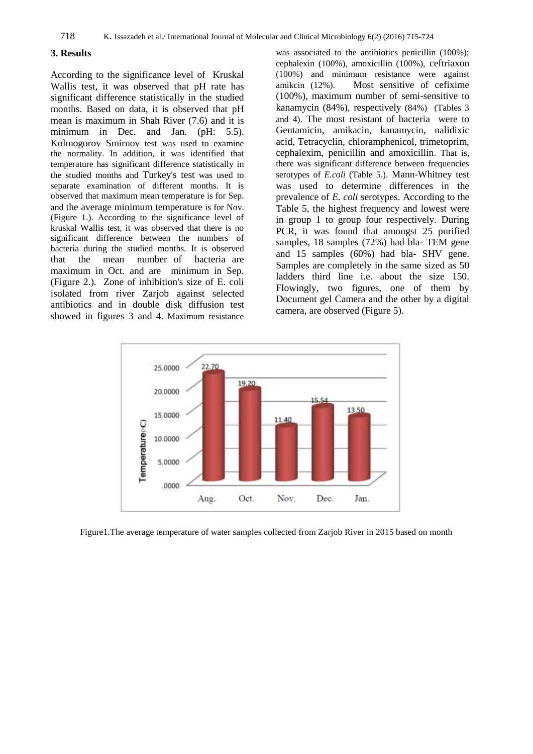## 3. Results

According to the significance level of Kruskal Wallis test, it was observed that pH rate has significant difference statistically in the studied months. Based on data, it is observed that pH mean is maximum in Shah River (7.6) and it is minimum in Dec. and Jan. (pH: 5.5). Kolmogorov–Smirnov test was used to examine the normality. In addition, it was identified that temperature has significant difference statistically in the studied months and Turkey's test was used to separate examination of different months. It is observed that maximum mean temperature is for Sep. and the average minimum temperature is for Nov. (Figure 1.). According to the significance level of kruskal Wallis test, it was observed that there is no significant difference between the numbers of bacteria during the studied months. It is observed that the mean number of bacteria are maximum in Oct. and are minimum in Sep. (Figure 2.). Zone of inhibition's size of E. coli isolated from river Zarjob against selected antibiotics and in double disk diffusion test showed in figures 3 and 4. Maximum resistance was associated to the antibiotics penicillin (100%); cephalexin (100%), amoxicillin (100%), ceftriaxon (100%) and minimum resistance were against amikcin (12%). Most sensitive of cefixime (100%), maximum number of semi-sensitive to kanamycin (84%), respectively (84%) (Tables 3 and 4). The most resistant of bacteria were to Gentamicin, amikacin, kanamycin, nalidixic acid, Tetracyclin, chloramphenicol, trimetoprim, cephalexim, penicillin and amoxicillin. That is, there was significant difference between frequencies serotypes of *E.coli* (Table 5.). Mann-Whitney test was used to determine differences in the prevalence of *E. coli* serotypes. According to the Table 5, the highest frequency and lowest were in group 1 to group four respectively. During PCR, it was found that amongst 25 purified samples, 18 samples (72%) had bla- TEM gene and 15 samples (60%) had bla- SHV gene. Samples are completely in the same sized as 50 ladders third line i.e. about the size 150. Flowingly, two figures, one of them by Document gel Camera and the other by a digital camera, are observed (Figure 5).

| Month | Temperature (°C) |
|---|---|
| Aug. | 22.70 |
| Oct. | 19.20 |
| Nov. | 11.40 |
| Dec. | 15.54 |
| Jan. | 13.50 |

Figure1.The average temperature of water samples collected from Zarjob River in 2015 based on month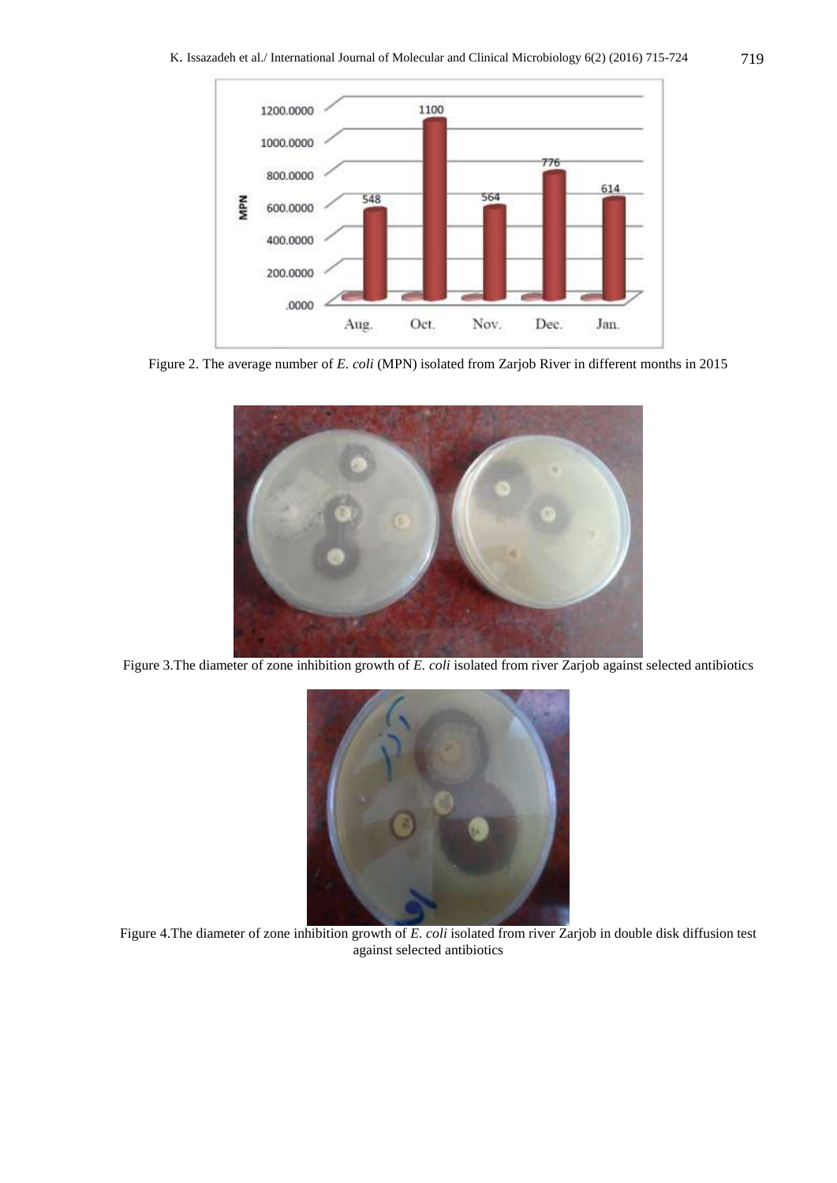Figure 2. The average number of *E. coli* (MPN) isolated from Zarjob River in different months in 2015

Figure 3.The diameter of zone inhibition growth of *E. coli* isolated from river Zarjob against selected antibiotics

Figure 4.The diameter of zone inhibition growth of *E. coli* isolated from river Zarjob in double disk diffusion test against selected antibiotics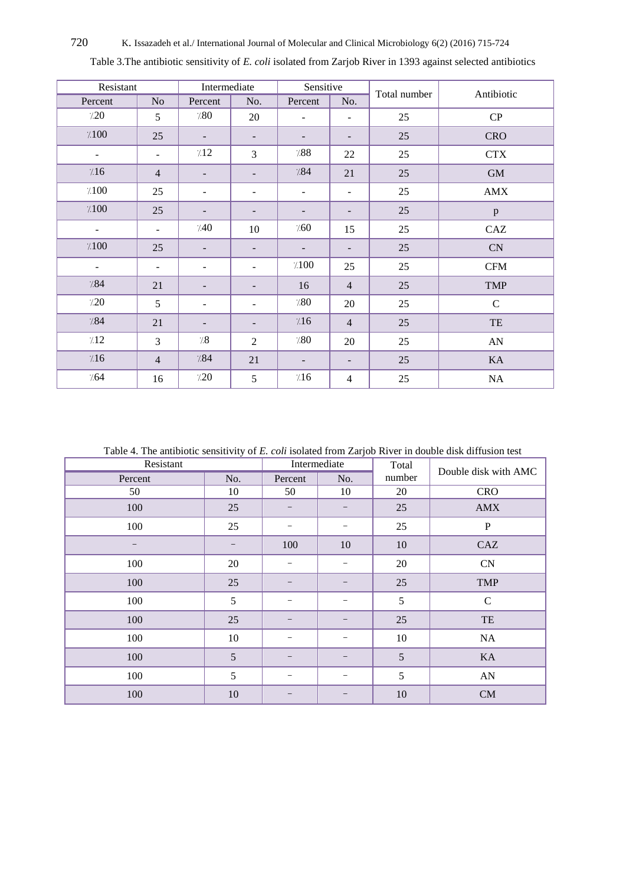Table 3.The antibiotic sensitivity of *E. coli* isolated from Zarjob River in 1393 against selected antibiotics

| Resistant | | Intermediate | | Sensitive | | Total number | Antibiotic |
|---|---|---|---|---|---|---|---|
| Percent | No | Percent | No. | Percent | No. | | |
| ٪20 | 5 | ٪80 | 20 | - | - | 25 | CP |
| ٪100 | 25 | - | - | - | - | 25 | CRO |
| - | - | ٪12 | 3 | ٪88 | 22 | 25 | CTX |
| ٪16 | 4 | - | - | ٪84 | 21 | 25 | GM |
| ٪100 | 25 | - | - | - | - | 25 | AMX |
| ٪100 | 25 | - | - | - | - | 25 | p |
| - | - | ٪40 | 10 | ٪60 | 15 | 25 | CAZ |
| ٪100 | 25 | - | - | - | - | 25 | CN |
| - | - | - | - | ٪100 | 25 | 25 | CFM |
| ٪84 | 21 | - | - | 16 | 4 | 25 | TMP |
| ٪20 | 5 | - | - | ٪80 | 20 | 25 | C |
| ٪84 | 21 | - | - | ٪16 | 4 | 25 | TE |
| ٪12 | 3 | ٪8 | 2 | ٪80 | 20 | 25 | AN |
| ٪16 | 4 | ٪84 | 21 | - | - | 25 | KA |
| ٪64 | 16 | ٪20 | 5 | ٪16 | 4 | 25 | NA |

Table 4. The antibiotic sensitivity of *E. coli* isolated from Zarjob River in double disk diffusion test

| Resistant | | Intermediate | | Total number | Double disk with AMC |
|---|---|---|---|---|---|
| Percent | No. | Percent | No. | | |
| 50 | 10 | 50 | 10 | 20 | CRO |
| 100 | 25 | − | − | 25 | AMX |
| 100 | 25 | − | − | 25 | P |
| − | − | 100 | 10 | 10 | CAZ |
| 100 | 20 | − | − | 20 | CN |
| 100 | 25 | − | − | 25 | TMP |
| 100 | 5 | − | − | 5 | C |
| 100 | 25 | − | − | 25 | TE |
| 100 | 10 | − | − | 10 | NA |
| 100 | 5 | − | − | 5 | KA |
| 100 | 5 | − | − | 5 | AN |
| 100 | 10 | − | − | 10 | CM |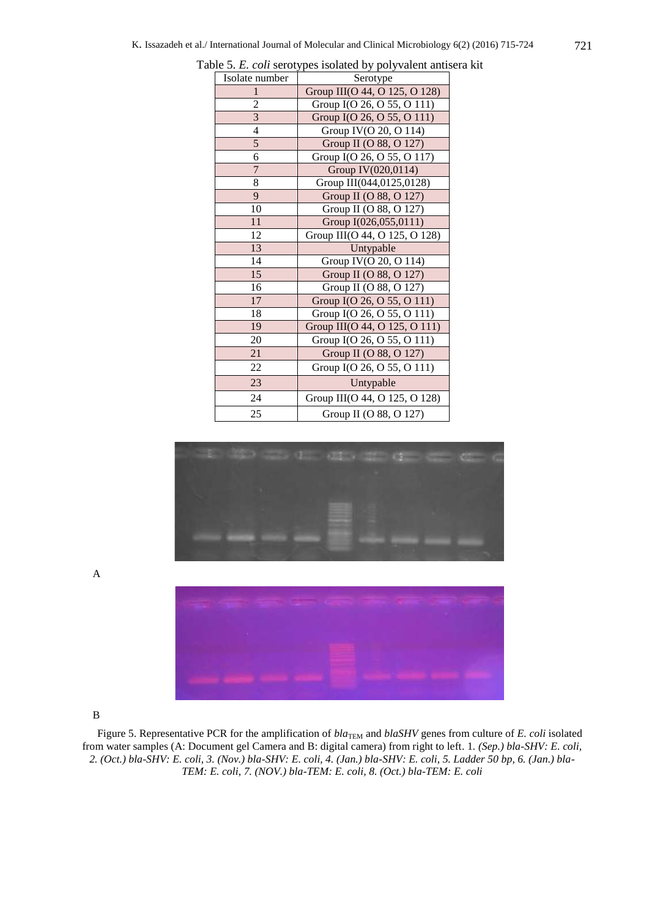Table 5. *E. coli* serotypes isolated by polyvalent antisera kit

| Isolate number | Serotype |
|---|---|
| 1 | Group III(O 44, O 125, O 128) |
| 2 | Group I(O 26, O 55, O 111) |
| 3 | Group I(O 26, O 55, O 111) |
| 4 | Group IV(O 20, O 114) |
| 5 | Group II (O 88, O 127) |
| 6 | Group I(O 26, O 55, O 117) |
| 7 | Group IV(020,0114) |
| 8 | Group III(044,0125,0128) |
| 9 | Group II (O 88, O 127) |
| 10 | Group II (O 88, O 127) |
| 11 | Group I(026,055,0111) |
| 12 | Group III(O 44, O 125, O 128) |
| 13 | Untypable |
| 14 | Group IV(O 20, O 114) |
| 15 | Group II (O 88, O 127) |
| 16 | Group II (O 88, O 127) |
| 17 | Group I(O 26, O 55, O 111) |
| 18 | Group I(O 26, O 55, O 111) |
| 19 | Group III(O 44, O 125, O 111) |
| 20 | Group I(O 26, O 55, O 111) |
| 21 | Group II (O 88, O 127) |
| 22 | Group I(O 26, O 55, O 111) |
| 23 | Untypable |
| 24 | Group III(O 44, O 125, O 128) |
| 25 | Group II (O 88, O 127) |

A

B

Figure 5. Representative PCR for the amplification of $bla_{TEM}$ and *blaSHV* genes from culture of *E. coli* isolated from water samples (A: Document gel Camera and B: digital camera) from right to left. 1. *(Sep.) bla-SHV: E. coli, 2. (Oct.) bla-SHV: E. coli, 3. (Nov.) bla-SHV: E. coli, 4. (Jan.) bla-SHV: E. coli, 5. Ladder 50 bp, 6. (Jan.) bla-TEM: E. coli, 7. (NOV.) bla-TEM: E. coli, 8. (Oct.) bla-TEM: E. coli*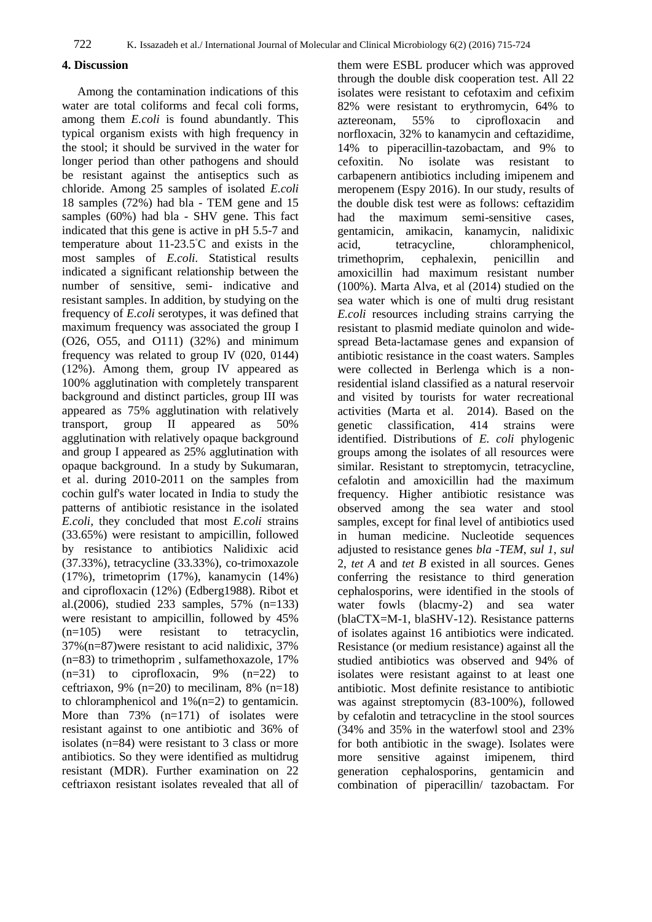## 4. Discussion

Among the contamination indications of this water are total coliforms and fecal coli forms, among them *E.coli* is found abundantly. This typical organism exists with high frequency in the stool; it should be survived in the water for longer period than other pathogens and should be resistant against the antiseptics such as chloride. Among 25 samples of isolated *E.coli* 18 samples (72%) had bla - TEM gene and 15 samples (60%) had bla - SHV gene. This fact indicated that this gene is active in pH 5.5-7 and temperature about 11-23.5°C and exists in the most samples of *E.coli*. Statistical results indicated a significant relationship between the number of sensitive, semi- indicative and resistant samples. In addition, by studying on the frequency of *E.coli* serotypes, it was defined that maximum frequency was associated the group I (O26, O55, and O111) (32%) and minimum frequency was related to group IV (020, 0144) (12%). Among them, group IV appeared as 100% agglutination with completely transparent background and distinct particles, group III was appeared as 75% agglutination with relatively transport, group II appeared as 50% agglutination with relatively opaque background and group I appeared as 25% agglutination with opaque background. In a study by Sukumaran, et al. during 2010-2011 on the samples from cochin gulf's water located in India to study the patterns of antibiotic resistance in the isolated *E.coli*, they concluded that most *E.coli* strains (33.65%) were resistant to ampicillin, followed by resistance to antibiotics Nalidixic acid (37.33%), tetracycline (33.33%), co-trimoxazole (17%), trimetoprim (17%), kanamycin (14%) and ciprofloxacin (12%) (Edberg1988). Ribot et al.(2006), studied 233 samples, 57% (n=133) were resistant to ampicillin, followed by 45% (n=105) were resistant to tetracyclin, 37%(n=87)were resistant to acid nalidixic, 37% (n=83) to trimethoprim , sulfamethoxazole, 17% (n=31) to ciprofloxacin, 9% (n=22) to ceftriaxon, 9% (n=20) to mecilinam, 8% (n=18) to chloramphenicol and 1%(n=2) to gentamicin. More than 73% (n=171) of isolates were resistant against to one antibiotic and 36% of isolates (n=84) were resistant to 3 class or more antibiotics. So they were identified as multidrug resistant (MDR). Further examination on 22 ceftriaxon resistant isolates revealed that all of them were ESBL producer which was approved through the double disk cooperation test. All 22 isolates were resistant to cefotaxim and cefixim 82% were resistant to erythromycin, 64% to aztereonam, 55% to ciprofloxacin and norfloxacin, 32% to kanamycin and ceftazidime, 14% to piperacillin-tazobactam, and 9% to cefoxitin. No isolate was resistant to carbapenern antibiotics including imipenem and meropenem (Espy 2016). In our study, results of the double disk test were as follows: ceftazidim had the maximum semi-sensitive cases, gentamicin, amikacin, kanamycin, nalidixic acid, tetracycline, chloramphenicol, trimethoprim, cephalexin, penicillin and amoxicillin had maximum resistant number (100%). Marta Alva, et al (2014) studied on the sea water which is one of multi drug resistant *E.coli* resources including strains carrying the resistant to plasmid mediate quinolon and wide-spread Beta-lactamase genes and expansion of antibiotic resistance in the coast waters. Samples were collected in Berlenga which is a non-residential island classified as a natural reservoir and visited by tourists for water recreational activities (Marta et al. 2014). Based on the genetic classification, 414 strains were identified. Distributions of *E. coli* phylogenic groups among the isolates of all resources were similar. Resistant to streptomycin, tetracycline, cefalotin and amoxicillin had the maximum frequency. Higher antibiotic resistance was observed among the sea water and stool samples, except for final level of antibiotics used in human medicine. Nucleotide sequences adjusted to resistance genes *bla -TEM*, *sul 1*, *sul* 2, *tet A* and *tet B* existed in all sources. Genes conferring the resistance to third generation cephalosporins, were identified in the stools of water fowls (blacmy-2) and sea water (blaCTX=M-1, blaSHV-12). Resistance patterns of isolates against 16 antibiotics were indicated. Resistance (or medium resistance) against all the studied antibiotics was observed and 94% of isolates were resistant against to at least one antibiotic. Most definite resistance to antibiotic was against streptomycin (83-100%), followed by cefalotin and tetracycline in the stool sources (34% and 35% in the waterfowl stool and 23% for both antibiotic in the swage). Isolates were more sensitive against imipenem, third generation cephalosporins, gentamicin and combination of piperacillin/ tazobactam. For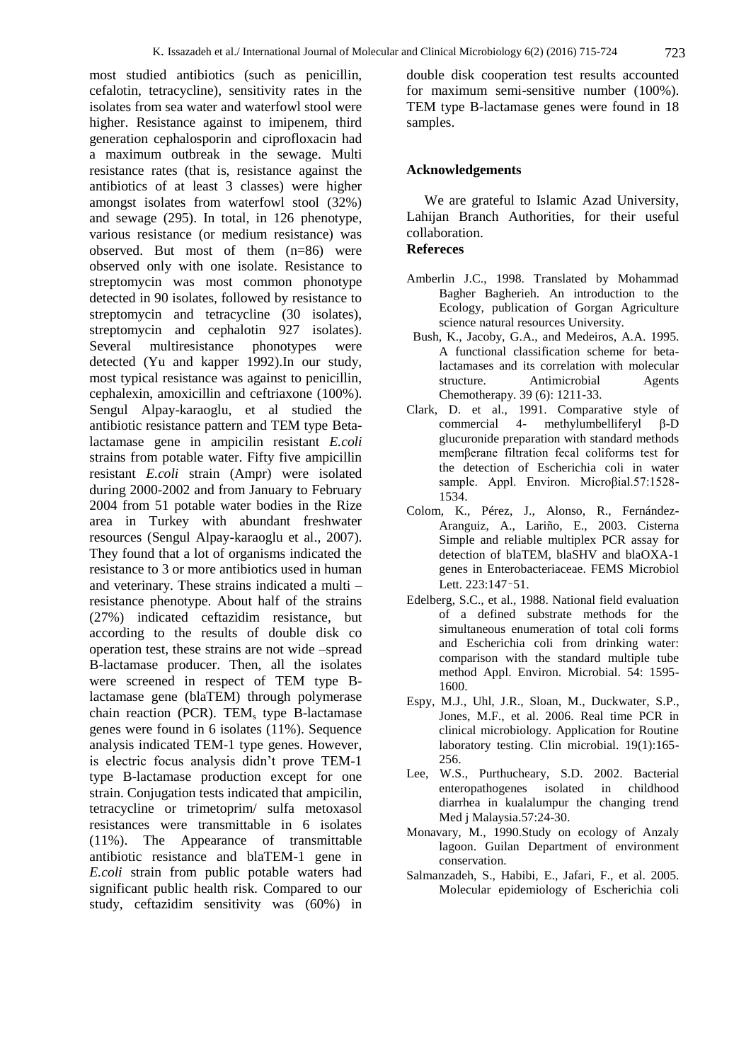most studied antibiotics (such as penicillin, cefalotin, tetracycline), sensitivity rates in the isolates from sea water and waterfowl stool were higher. Resistance against to imipenem, third generation cephalosporin and ciprofloxacin had a maximum outbreak in the sewage. Multi resistance rates (that is, resistance against the antibiotics of at least 3 classes) were higher amongst isolates from waterfowl stool (32%) and sewage (295). In total, in 126 phenotype, various resistance (or medium resistance) was observed. But most of them (n=86) were observed only with one isolate. Resistance to streptomycin was most common phonotype detected in 90 isolates, followed by resistance to streptomycin and tetracycline (30 isolates), streptomycin and cephalotin 927 isolates). Several multiresistance phonotypes were detected (Yu and kapper 1992).In our study, most typical resistance was against to penicillin, cephalexin, amoxicillin and ceftriaxone (100%). Sengul Alpay-karaoglu, et al studied the antibiotic resistance pattern and TEM type Beta-lactamase gene in ampicilin resistant *E.coli* strains from potable water. Fifty five ampicillin resistant *E.coli* strain (Ampr) were isolated during 2000-2002 and from January to February 2004 from 51 potable water bodies in the Rize area in Turkey with abundant freshwater resources (Sengul Alpay-karaoglu et al., 2007). They found that a lot of organisms indicated the resistance to 3 or more antibiotics used in human and veterinary. These strains indicated a multi – resistance phenotype. About half of the strains (27%) indicated ceftazidim resistance, but according to the results of double disk co operation test, these strains are not wide –spread B-lactamase producer. Then, all the isolates were screened in respect of TEM type B-lactamase gene (blaTEM) through polymerase chain reaction (PCR). $TEM_s$ type B-lactamase genes were found in 6 isolates (11%). Sequence analysis indicated TEM-1 type genes. However, is electric focus analysis didn't prove TEM-1 type B-lactamase production except for one strain. Conjugation tests indicated that ampicilin, tetracycline or trimetoprim/ sulfa metoxasol resistances were transmittable in 6 isolates (11%). The Appearance of transmittable antibiotic resistance and blaTEM-1 gene in *E.coli* strain from public potable waters had significant public health risk. Compared to our study, ceftazidim sensitivity was (60%) in double disk cooperation test results accounted for maximum semi-sensitive number (100%). TEM type B-lactamase genes were found in 18 samples.

## Acknowledgements

We are grateful to Islamic Azad University, Lahijan Branch Authorities, for their useful collaboration.

## Refereces

Amberlin J.C., 1998. Translated by Mohammad Bagher Bagherieh. An introduction to the Ecology, publication of Gorgan Agriculture science natural resources University.

Bush, K., Jacoby, G.A., and Medeiros, A.A. 1995. A functional classification scheme for beta-lactamases and its correlation with molecular structure. Antimicrobial Agents Chemotherapy. 39 (6): 1211-33.

Clark, D. et al., 1991. Comparative style of commercial 4- methylumbelliferyl β-D glucuronide preparation with standard methods memβerane filtration fecal coliforms test for the detection of Escherichia coli in water sample. Appl. Environ. Microβial.57:1528-1534.

Colom, K., Pérez, J., Alonso, R., Fernández-Aranguiz, A., Lariño, E., 2003. Cisterna Simple and reliable multiplex PCR assay for detection of blaTEM, blaSHV and blaOXA-1 genes in Enterobacteriaceae. FEMS Microbiol Lett. 223:147–51.

Edelberg, S.C., et al., 1988. National field evaluation of a defined substrate methods for the simultaneous enumeration of total coli forms and Escherichia coli from drinking water: comparison with the standard multiple tube method Appl. Environ. Microbial. 54: 1595-1600.

Espy, M.J., Uhl, J.R., Sloan, M., Duckwater, S.P., Jones, M.F., et al. 2006. Real time PCR in clinical microbiology. Application for Routine laboratory testing. Clin microbial. 19(1):165-256.

Lee, W.S., Purthucheary, S.D. 2002. Bacterial enteropathogenes isolated in childhood diarrhea in kualalumpur the changing trend Med j Malaysia.57:24-30.

Monavary, M., 1990.Study on ecology of Anzaly lagoon. Guilan Department of environment conservation.

Salmanzadeh, S., Habibi, E., Jafari, F., et al. 2005. Molecular epidemiology of Escherichia coli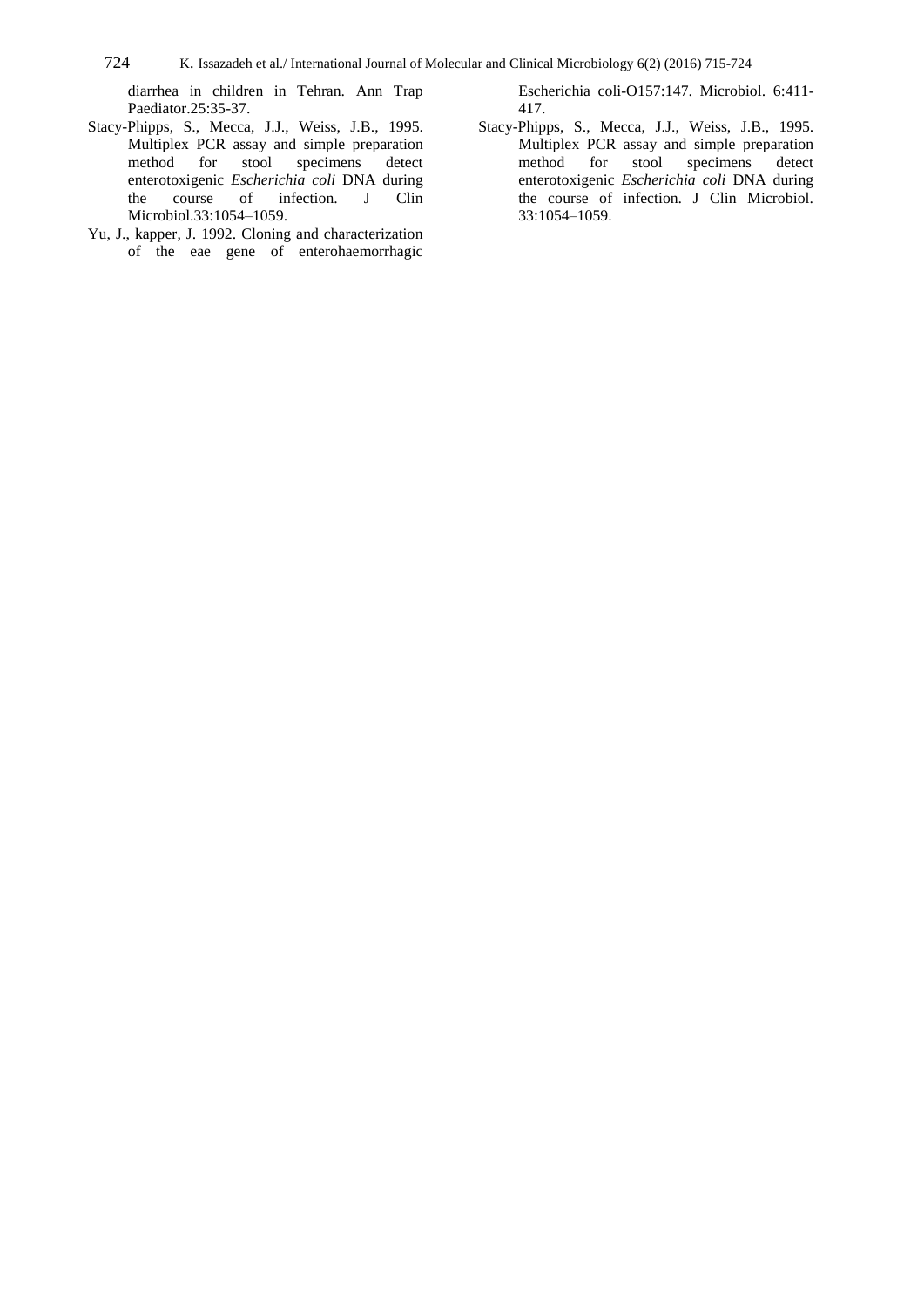diarrhea in children in Tehran. Ann Trap Paediator.25:35-37.

Stacy-Phipps, S., Mecca, J.J., Weiss, J.B., 1995. Multiplex PCR assay and simple preparation method for stool specimens detect enterotoxigenic *Escherichia coli* DNA during the course of infection. J Clin Microbiol.33:1054–1059.

Yu, J., kapper, J. 1992. Cloning and characterization of the eae gene of enterohaemorrhagic Escherichia coli-O157:147. Microbiol. 6:411-417.

Stacy-Phipps, S., Mecca, J.J., Weiss, J.B., 1995. Multiplex PCR assay and simple preparation method for stool specimens detect enterotoxigenic *Escherichia coli* DNA during the course of infection. J Clin Microbiol. 33:1054–1059.